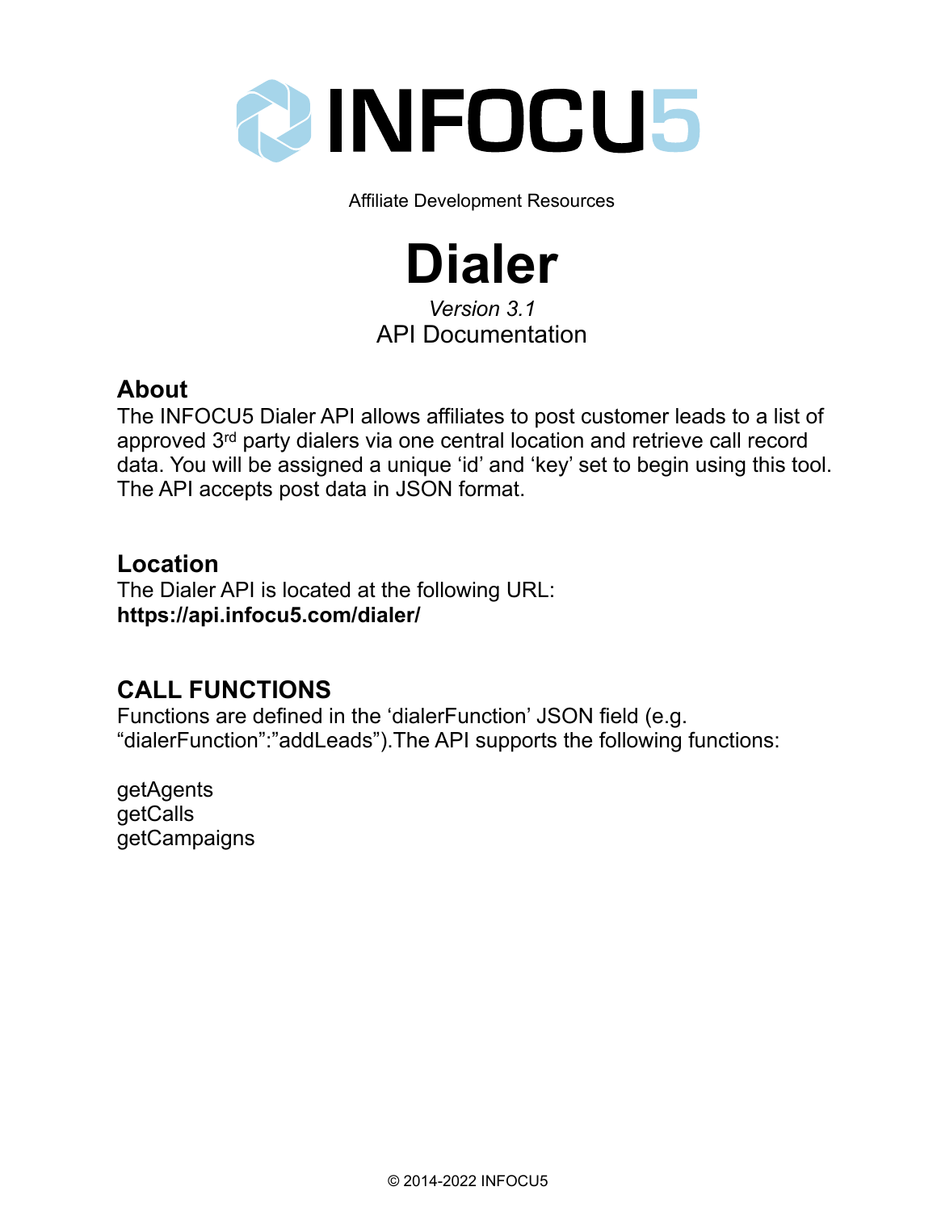# INFOCU5

Affiliate Development Resources

# Dialer

*Version 3.1*

API Documentation

## About

The INFOCU5 Dialer API allows affiliates to post customer leads to a list of approved 3rd party dialers via one central location and retrieve call record data. You will be assigned a unique 'id' and 'key' set to begin using this tool. The API accepts post data in JSON format.

## Location

The Dialer API is located at the following URL:
**https://api.infocu5.com/dialer/**

## CALL FUNCTIONS

Functions are defined in the 'dialerFunction' JSON field (e.g. "dialerFunction":"addLeads").The API supports the following functions:

getAgents
getCalls
getCampaigns

© 2014-2022 INFOCU5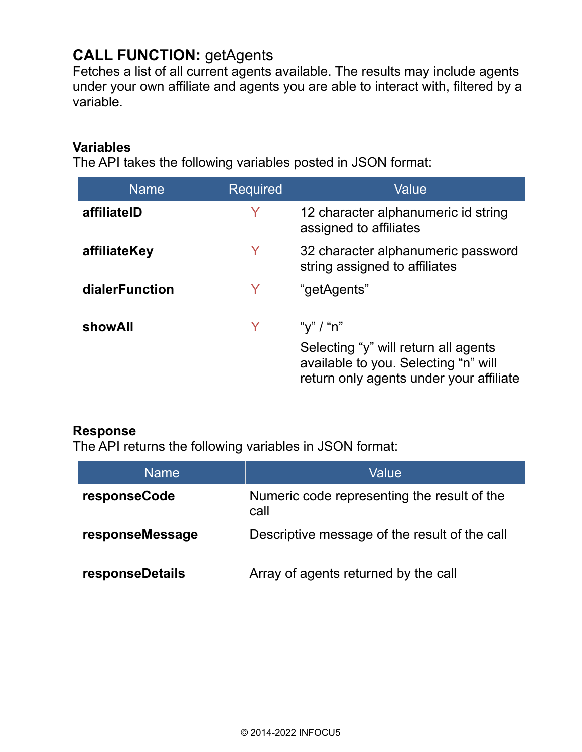## **CALL FUNCTION:** getAgents

Fetches a list of all current agents available. The results may include agents under your own affiliate and agents you are able to interact with, filtered by a variable.

### Variables

The API takes the following variables posted in JSON format:

| Name | Required | Value |
| --- | --- | --- |
| **affiliateID** | Y | 12 character alphanumeric id string assigned to affiliates |
| **affiliateKey** | Y | 32 character alphanumeric password string assigned to affiliates |
| **dialerFunction** | Y | “getAgents” |
| **showAll** | Y | “y” / “n”<br><br>Selecting “y” will return all agents available to you. Selecting “n” will return only agents under your affiliate |

### Response

The API returns the following variables in JSON format:

| Name | Value |
| --- | --- |
| **responseCode** | Numeric code representing the result of the call |
| **responseMessage** | Descriptive message of the result of the call |
| **responseDetails** | Array of agents returned by the call |

© 2014-2022 INFOCU5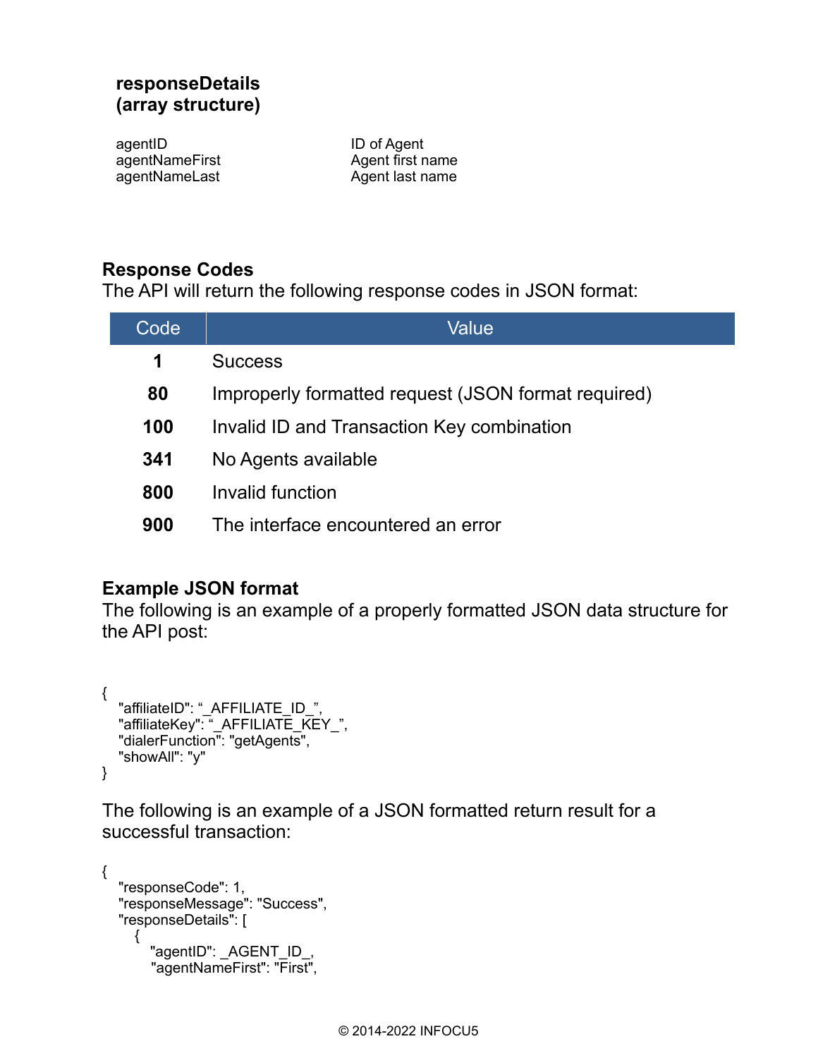### responseDetails (array structure)

| | |
|---|---|
| agentID | ID of Agent |
| agentNameFirst | Agent first name |
| agentNameLast | Agent last name |

### Response Codes

The API will return the following response codes in JSON format:

| Code | Value |
|---|---|
| **1** | Success |
| **80** | Improperly formatted request (JSON format required) |
| **100** | Invalid ID and Transaction Key combination |
| **341** | No Agents available |
| **800** | Invalid function |
| **900** | The interface encountered an error |

### Example JSON format

The following is an example of a properly formatted JSON data structure for the API post:

```
{
   "affiliateID": "_AFFILIATE_ID_",
   "affiliateKey": "_AFFILIATE_KEY_",
   "dialerFunction": "getAgents",
   "showAll": "y"
}
```

The following is an example of a JSON formatted return result for a successful transaction:

```
{
   "responseCode": 1,
   "responseMessage": "Success",
   "responseDetails": [
      {
         "agentID": _AGENT_ID_,
         "agentNameFirst": "First",
```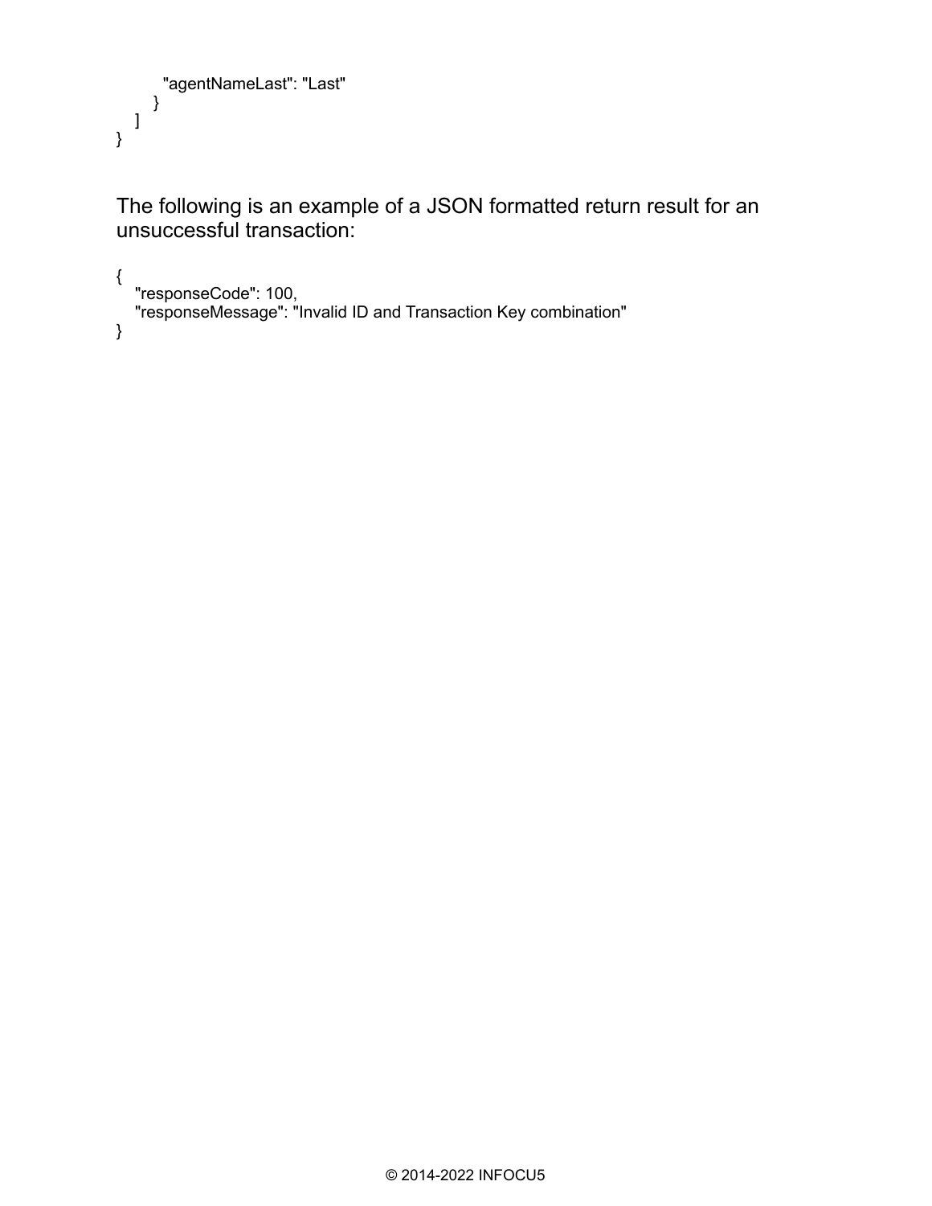```
        "agentNameLast": "Last"
      }
   ]
}
```

The following is an example of a JSON formatted return result for an unsuccessful transaction:

```
{
   "responseCode": 100,
   "responseMessage": "Invalid ID and Transaction Key combination"
}
```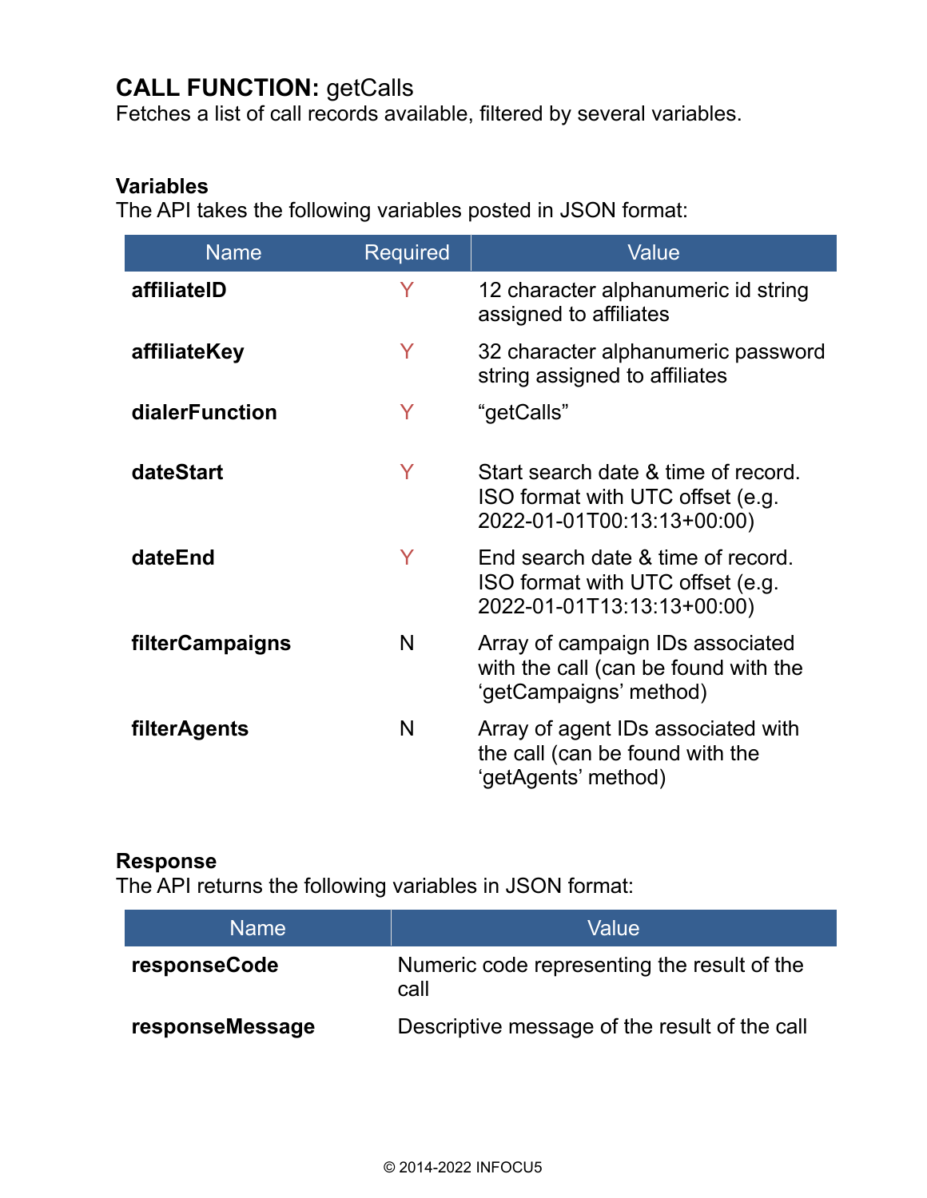## **CALL FUNCTION:** getCalls

Fetches a list of call records available, filtered by several variables.

### Variables

The API takes the following variables posted in JSON format:

| Name | Required | Value |
|---|---|---|
| **affiliateID** | Y | 12 character alphanumeric id string assigned to affiliates |
| **affiliateKey** | Y | 32 character alphanumeric password string assigned to affiliates |
| **dialerFunction** | Y | “getCalls” |
| **dateStart** | Y | Start search date & time of record. ISO format with UTC offset (e.g. 2022-01-01T00:13:13+00:00) |
| **dateEnd** | Y | End search date & time of record. ISO format with UTC offset (e.g. 2022-01-01T13:13:13+00:00) |
| **filterCampaigns** | N | Array of campaign IDs associated with the call (can be found with the ‘getCampaigns’ method) |
| **filterAgents** | N | Array of agent IDs associated with the call (can be found with the ‘getAgents’ method) |

### Response

The API returns the following variables in JSON format:

| Name | Value |
|---|---|
| **responseCode** | Numeric code representing the result of the call |
| **responseMessage** | Descriptive message of the result of the call |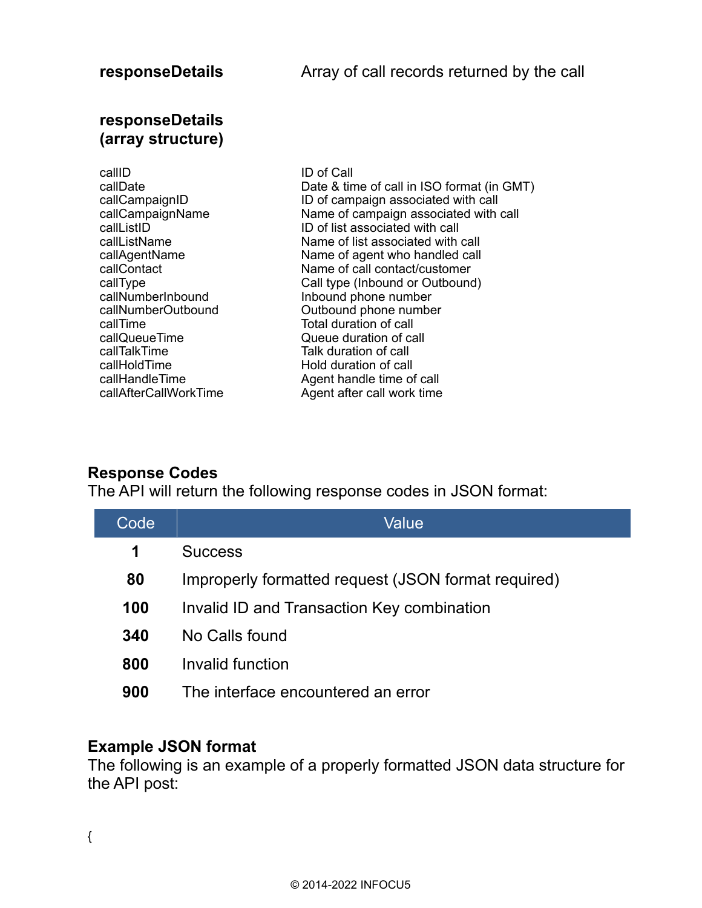**responseDetails** Array of call records returned by the call

**responseDetails (array structure)**

| | |
|---|---|
| callID | ID of Call |
| callDate | Date & time of call in ISO format (in GMT) |
| callCampaignID | ID of campaign associated with call |
| callCampaignName | Name of campaign associated with call |
| callListID | ID of list associated with call |
| callListName | Name of list associated with call |
| callAgentName | Name of agent who handled call |
| callContact | Name of call contact/customer |
| callType | Call type (Inbound or Outbound) |
| callNumberInbound | Inbound phone number |
| callNumberOutbound | Outbound phone number |
| callTime | Total duration of call |
| callQueueTime | Queue duration of call |
| callTalkTime | Talk duration of call |
| callHoldTime | Hold duration of call |
| callHandleTime | Agent handle time of call |
| callAfterCallWorkTime | Agent after call work time |

### Response Codes

The API will return the following response codes in JSON format:

| Code | Value |
|---|---|
| **1** | Success |
| **80** | Improperly formatted request (JSON format required) |
| **100** | Invalid ID and Transaction Key combination |
| **340** | No Calls found |
| **800** | Invalid function |
| **900** | The interface encountered an error |

### Example JSON format

The following is an example of a properly formatted JSON data structure for the API post:

```
{
```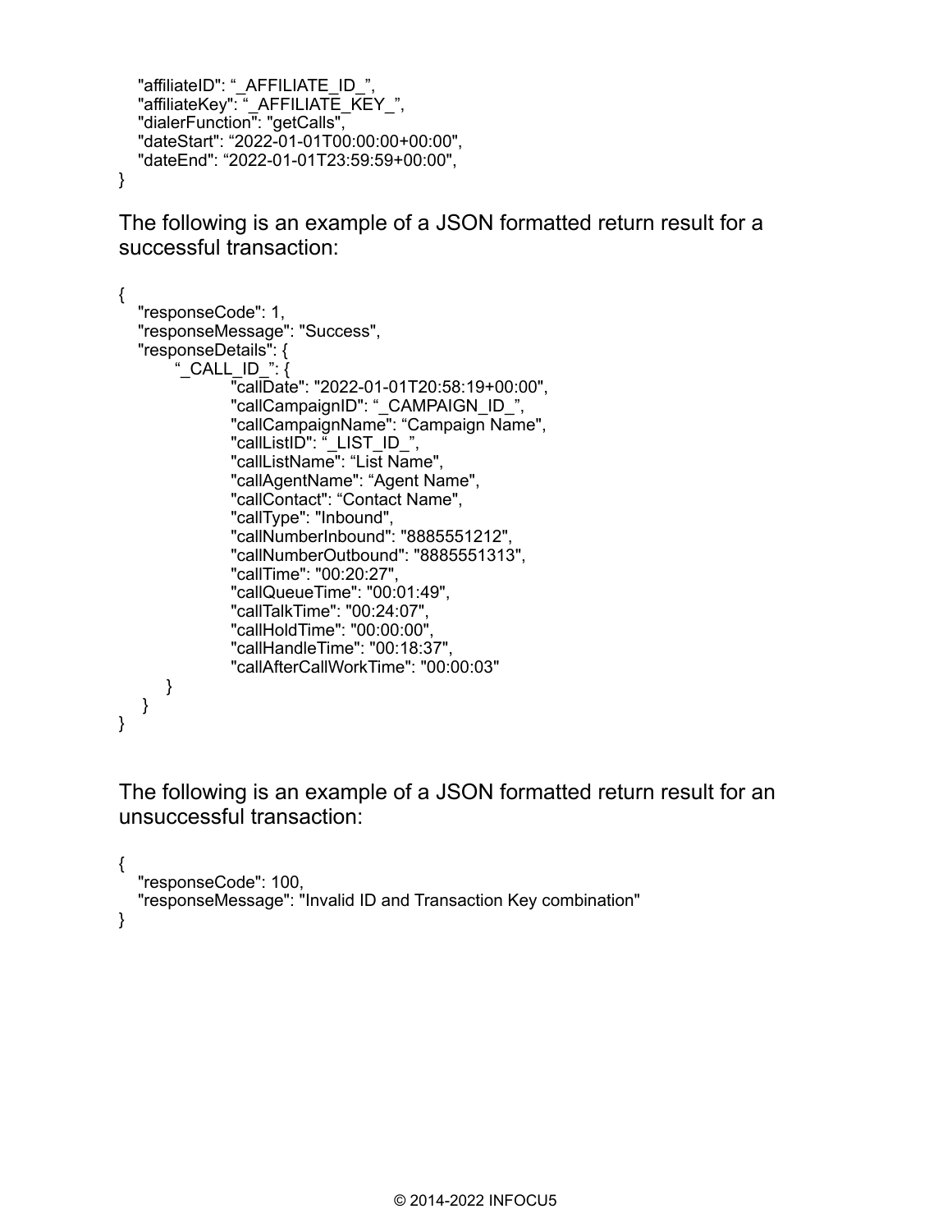```
    "affiliateID": "_AFFILIATE_ID_",
    "affiliateKey": "_AFFILIATE_KEY_",
    "dialerFunction": "getCalls",
    "dateStart": "2022-01-01T00:00:00+00:00",
    "dateEnd": "2022-01-01T23:59:59+00:00",
}
```

The following is an example of a JSON formatted return result for a successful transaction:

```
{
    "responseCode": 1,
    "responseMessage": "Success",
    "responseDetails": {
        "_CALL_ID_": {
            "callDate": "2022-01-01T20:58:19+00:00",
            "callCampaignID": "_CAMPAIGN_ID_",
            "callCampaignName": "Campaign Name",
            "callListID": "_LIST_ID_",
            "callListName": "List Name",
            "callAgentName": "Agent Name",
            "callContact": "Contact Name",
            "callType": "Inbound",
            "callNumberInbound": "8885551212",
            "callNumberOutbound": "8885551313",
            "callTime": "00:20:27",
            "callQueueTime": "00:01:49",
            "callTalkTime": "00:24:07",
            "callHoldTime": "00:00:00",
            "callHandleTime": "00:18:37",
            "callAfterCallWorkTime": "00:00:03"
        }
    }
}
```

The following is an example of a JSON formatted return result for an unsuccessful transaction:

```
{
    "responseCode": 100,
    "responseMessage": "Invalid ID and Transaction Key combination"
}
```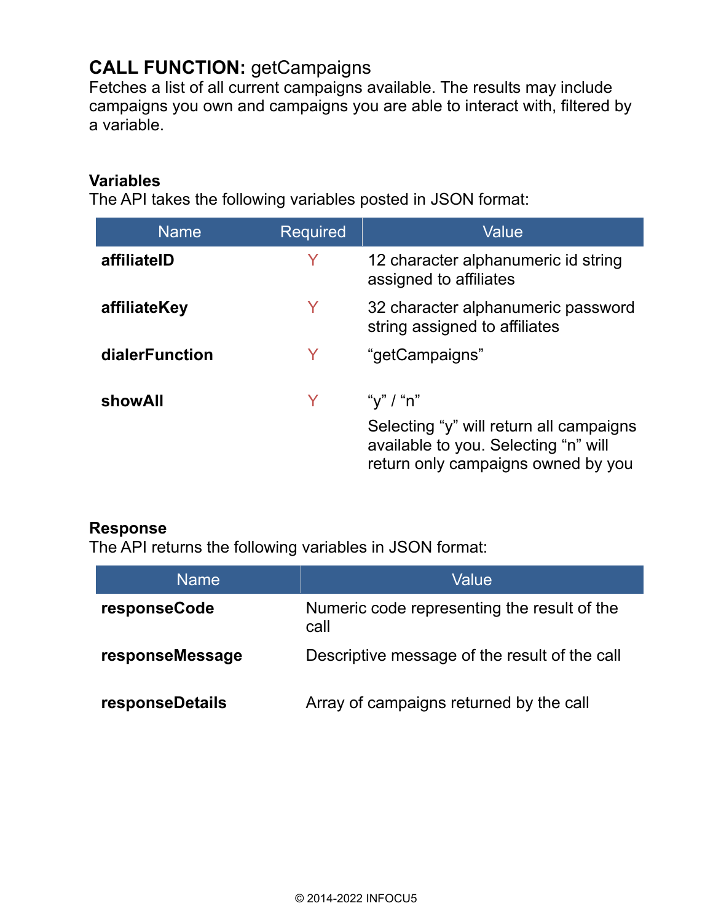## CALL FUNCTION: getCampaigns

Fetches a list of all current campaigns available. The results may include campaigns you own and campaigns you are able to interact with, filtered by a variable.

### Variables

The API takes the following variables posted in JSON format:

| Name | Required | Value |
| --- | --- | --- |
| **affiliateID** | Y | 12 character alphanumeric id string assigned to affiliates |
| **affiliateKey** | Y | 32 character alphanumeric password string assigned to affiliates |
| **dialerFunction** | Y | “getCampaigns” |
| **showAll** | Y | “y” / “n”<br><br>Selecting “y” will return all campaigns available to you. Selecting “n” will return only campaigns owned by you |

### Response

The API returns the following variables in JSON format:

| Name | Value |
| --- | --- |
| **responseCode** | Numeric code representing the result of the call |
| **responseMessage** | Descriptive message of the result of the call |
| **responseDetails** | Array of campaigns returned by the call |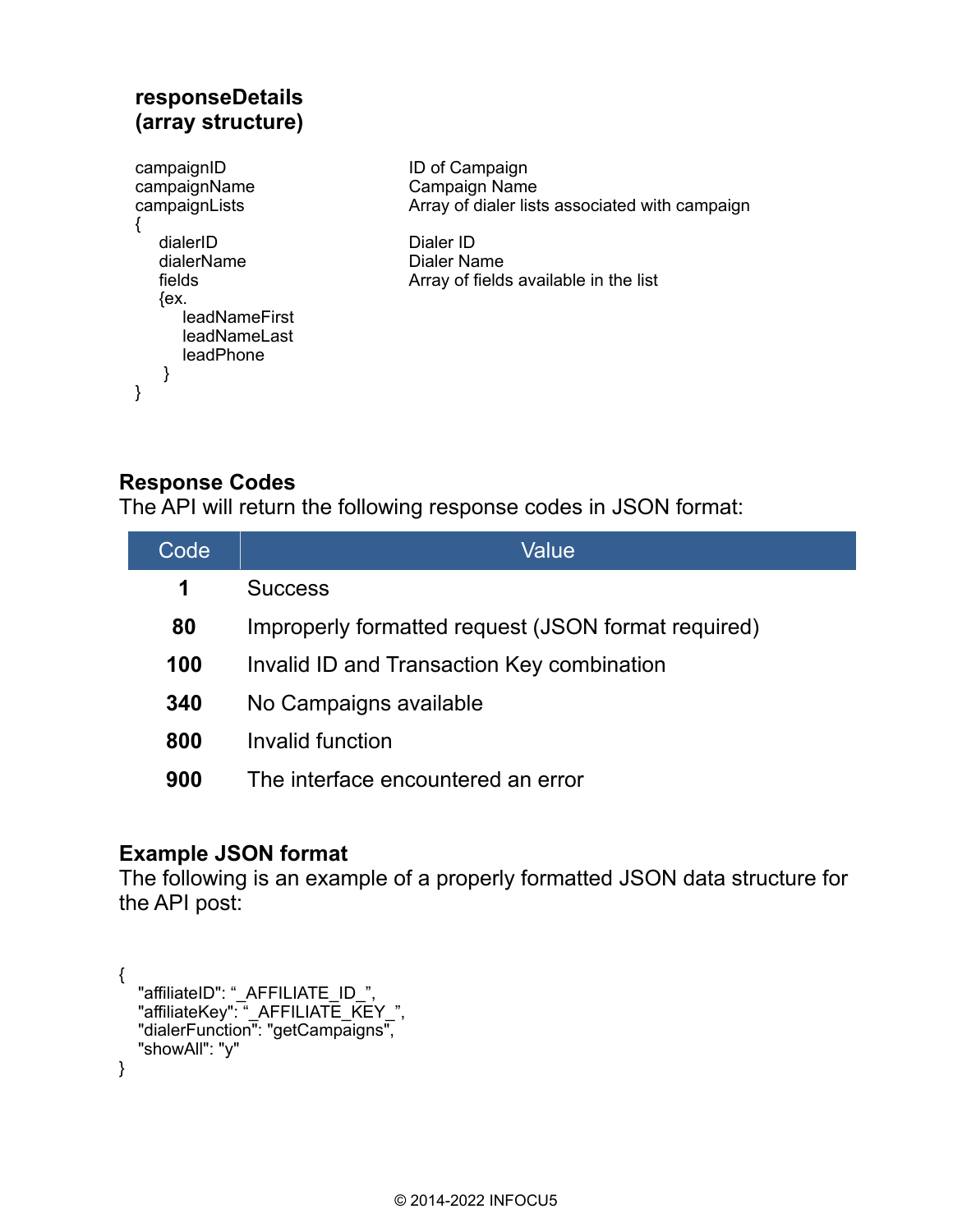### responseDetails (array structure)

```
campaignID                  ID of Campaign
campaignName                Campaign Name
campaignLists               Array of dialer lists associated with campaign
{
    dialerID                Dialer ID
    dialerName              Dialer Name
    fields                  Array of fields available in the list
    {ex.
        leadNameFirst
        leadNameLast
        leadPhone
    }
}
```

### Response Codes

The API will return the following response codes in JSON format:

| Code | Value |
|---|---|
| **1** | Success |
| **80** | Improperly formatted request (JSON format required) |
| **100** | Invalid ID and Transaction Key combination |
| **340** | No Campaigns available |
| **800** | Invalid function |
| **900** | The interface encountered an error |

### Example JSON format

The following is an example of a properly formatted JSON data structure for the API post:

```
{
   "affiliateID": "_AFFILIATE_ID_",
   "affiliateKey": "_AFFILIATE_KEY_",
   "dialerFunction": "getCampaigns",
   "showAll": "y"
}
```

© 2014-2022 INFOCU5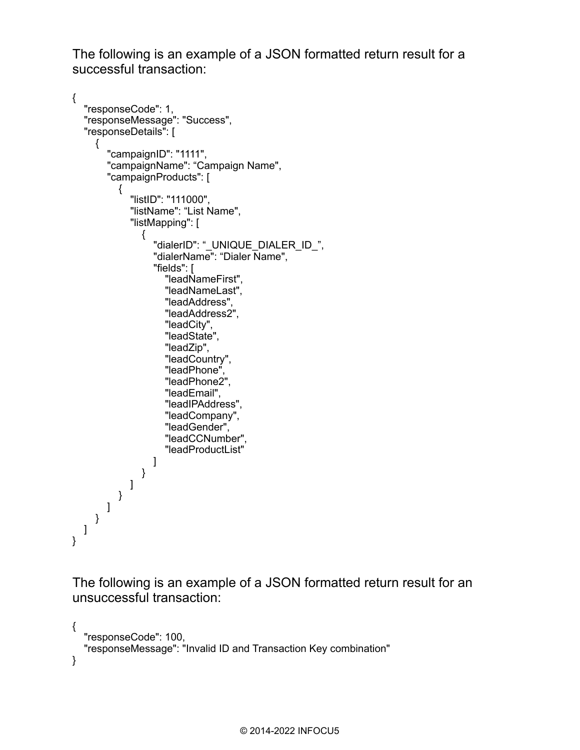The following is an example of a JSON formatted return result for a successful transaction:

```
{
   "responseCode": 1,
   "responseMessage": "Success",
   "responseDetails": [
      {
         "campaignID": "1111",
         "campaignName": “Campaign Name",
         "campaignProducts": [
            {
               "listID": "111000",
               "listName": “List Name",
               "listMapping": [
                  {
                     "dialerID": “_UNIQUE_DIALER_ID_”,
                     "dialerName": “Dialer Name",
                     "fields": [
                        "leadNameFirst",
                        "leadNameLast",
                        "leadAddress",
                        "leadAddress2",
                        "leadCity",
                        "leadState",
                        "leadZip",
                        "leadCountry",
                        "leadPhone",
                        "leadPhone2",
                        "leadEmail",
                        "leadIPAddress",
                        "leadCompany",
                        "leadGender",
                        "leadCCNumber",
                        "leadProductList"
                     ]
                  }
               ]
            }
         ]
      }
   ]
}
```

The following is an example of a JSON formatted return result for an unsuccessful transaction:

```
{
   "responseCode": 100,
   "responseMessage": "Invalid ID and Transaction Key combination"
}
```